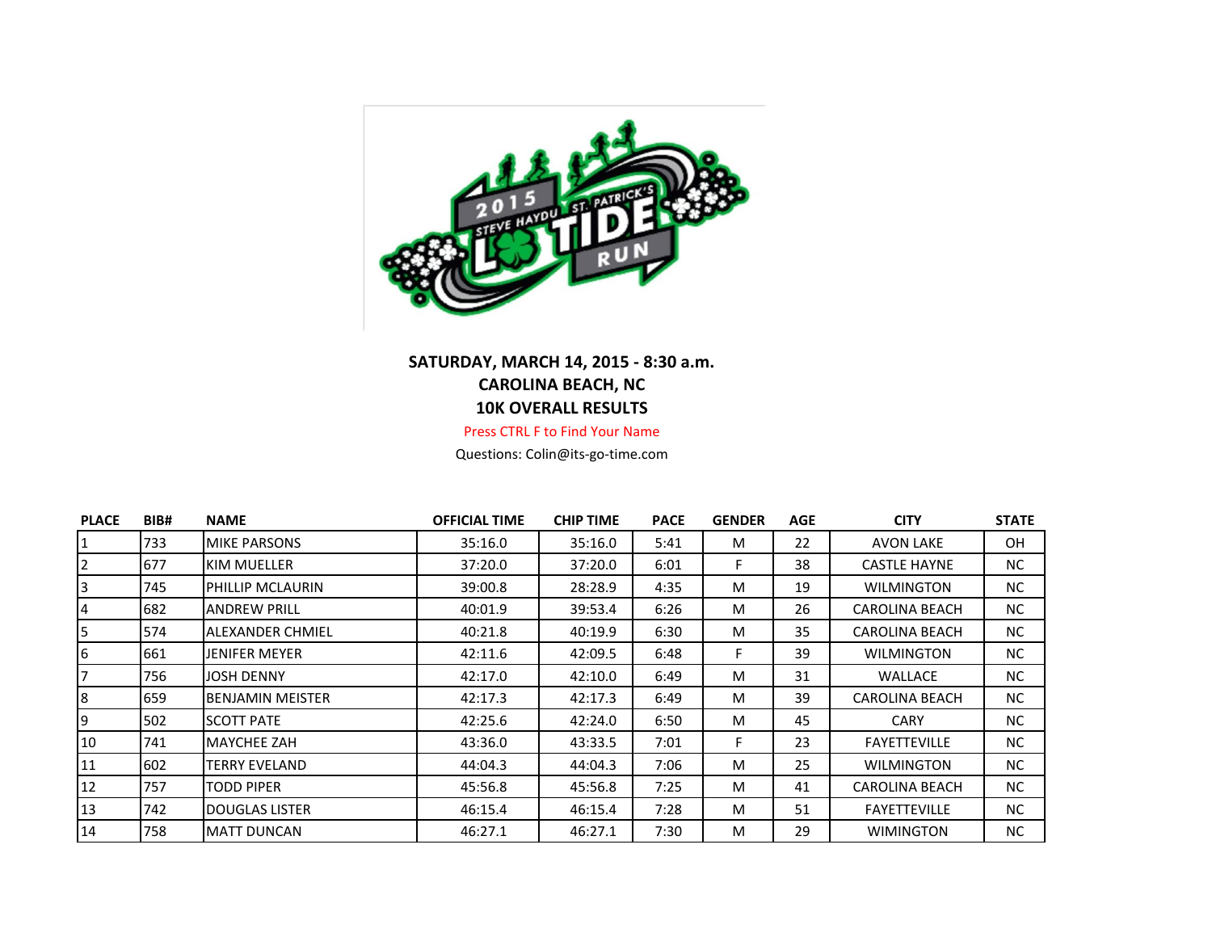**SATURDAY, MARCH 14, 2015 - 8:30 a.m.**
**CAROLINA BEACH, NC**
**10K OVERALL RESULTS**

Press CTRL F to Find Your Name

Questions: Colin@its-go-time.com

| PLACE | BIB# | NAME | OFFICIAL TIME | CHIP TIME | PACE | GENDER | AGE | CITY | STATE |
|---|---|---|---|---|---|---|---|---|---|
| 1 | 733 | MIKE PARSONS | 35:16.0 | 35:16.0 | 5:41 | M | 22 | AVON LAKE | OH |
| 2 | 677 | KIM MUELLER | 37:20.0 | 37:20.0 | 6:01 | F | 38 | CASTLE HAYNE | NC |
| 3 | 745 | PHILLIP MCLAURIN | 39:00.8 | 28:28.9 | 4:35 | M | 19 | WILMINGTON | NC |
| 4 | 682 | ANDREW PRILL | 40:01.9 | 39:53.4 | 6:26 | M | 26 | CAROLINA BEACH | NC |
| 5 | 574 | ALEXANDER CHMIEL | 40:21.8 | 40:19.9 | 6:30 | M | 35 | CAROLINA BEACH | NC |
| 6 | 661 | JENIFER MEYER | 42:11.6 | 42:09.5 | 6:48 | F | 39 | WILMINGTON | NC |
| 7 | 756 | JOSH DENNY | 42:17.0 | 42:10.0 | 6:49 | M | 31 | WALLACE | NC |
| 8 | 659 | BENJAMIN MEISTER | 42:17.3 | 42:17.3 | 6:49 | M | 39 | CAROLINA BEACH | NC |
| 9 | 502 | SCOTT PATE | 42:25.6 | 42:24.0 | 6:50 | M | 45 | CARY | NC |
| 10 | 741 | MAYCHEE ZAH | 43:36.0 | 43:33.5 | 7:01 | F | 23 | FAYETTEVILLE | NC |
| 11 | 602 | TERRY EVELAND | 44:04.3 | 44:04.3 | 7:06 | M | 25 | WILMINGTON | NC |
| 12 | 757 | TODD PIPER | 45:56.8 | 45:56.8 | 7:25 | M | 41 | CAROLINA BEACH | NC |
| 13 | 742 | DOUGLAS LISTER | 46:15.4 | 46:15.4 | 7:28 | M | 51 | FAYETTEVILLE | NC |
| 14 | 758 | MATT DUNCAN | 46:27.1 | 46:27.1 | 7:30 | M | 29 | WIMINGTON | NC |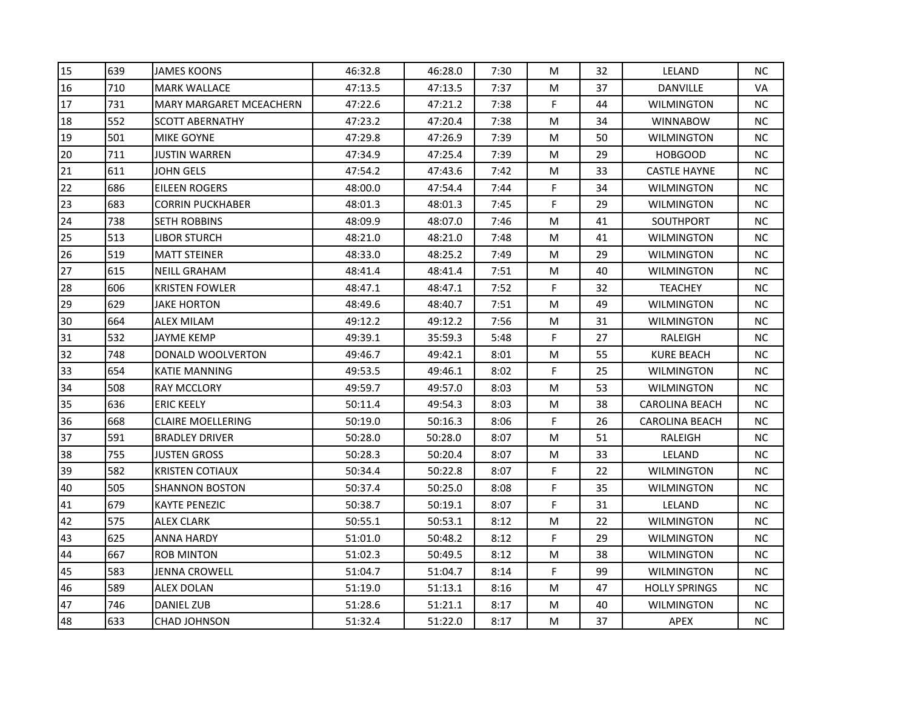| | | | | | | | | | |
|---|---|---|---|---|---|---|---|---|---|
| 15 | 639 | JAMES KOONS | 46:32.8 | 46:28.0 | 7:30 | M | 32 | LELAND | NC |
| 16 | 710 | MARK WALLACE | 47:13.5 | 47:13.5 | 7:37 | M | 37 | DANVILLE | VA |
| 17 | 731 | MARY MARGARET MCEACHERN | 47:22.6 | 47:21.2 | 7:38 | F | 44 | WILMINGTON | NC |
| 18 | 552 | SCOTT ABERNATHY | 47:23.2 | 47:20.4 | 7:38 | M | 34 | WINNABOW | NC |
| 19 | 501 | MIKE GOYNE | 47:29.8 | 47:26.9 | 7:39 | M | 50 | WILMINGTON | NC |
| 20 | 711 | JUSTIN WARREN | 47:34.9 | 47:25.4 | 7:39 | M | 29 | HOBGOOD | NC |
| 21 | 611 | JOHN GELS | 47:54.2 | 47:43.6 | 7:42 | M | 33 | CASTLE HAYNE | NC |
| 22 | 686 | EILEEN ROGERS | 48:00.0 | 47:54.4 | 7:44 | F | 34 | WILMINGTON | NC |
| 23 | 683 | CORRIN PUCKHABER | 48:01.3 | 48:01.3 | 7:45 | F | 29 | WILMINGTON | NC |
| 24 | 738 | SETH ROBBINS | 48:09.9 | 48:07.0 | 7:46 | M | 41 | SOUTHPORT | NC |
| 25 | 513 | LIBOR STURCH | 48:21.0 | 48:21.0 | 7:48 | M | 41 | WILMINGTON | NC |
| 26 | 519 | MATT STEINER | 48:33.0 | 48:25.2 | 7:49 | M | 29 | WILMINGTON | NC |
| 27 | 615 | NEILL GRAHAM | 48:41.4 | 48:41.4 | 7:51 | M | 40 | WILMINGTON | NC |
| 28 | 606 | KRISTEN FOWLER | 48:47.1 | 48:47.1 | 7:52 | F | 32 | TEACHEY | NC |
| 29 | 629 | JAKE HORTON | 48:49.6 | 48:40.7 | 7:51 | M | 49 | WILMINGTON | NC |
| 30 | 664 | ALEX MILAM | 49:12.2 | 49:12.2 | 7:56 | M | 31 | WILMINGTON | NC |
| 31 | 532 | JAYME KEMP | 49:39.1 | 35:59.3 | 5:48 | F | 27 | RALEIGH | NC |
| 32 | 748 | DONALD WOOLVERTON | 49:46.7 | 49:42.1 | 8:01 | M | 55 | KURE BEACH | NC |
| 33 | 654 | KATIE MANNING | 49:53.5 | 49:46.1 | 8:02 | F | 25 | WILMINGTON | NC |
| 34 | 508 | RAY MCCLORY | 49:59.7 | 49:57.0 | 8:03 | M | 53 | WILMINGTON | NC |
| 35 | 636 | ERIC KEELY | 50:11.4 | 49:54.3 | 8:03 | M | 38 | CAROLINA BEACH | NC |
| 36 | 668 | CLAIRE MOELLERING | 50:19.0 | 50:16.3 | 8:06 | F | 26 | CAROLINA BEACH | NC |
| 37 | 591 | BRADLEY DRIVER | 50:28.0 | 50:28.0 | 8:07 | M | 51 | RALEIGH | NC |
| 38 | 755 | JUSTEN GROSS | 50:28.3 | 50:20.4 | 8:07 | M | 33 | LELAND | NC |
| 39 | 582 | KRISTEN COTIAUX | 50:34.4 | 50:22.8 | 8:07 | F | 22 | WILMINGTON | NC |
| 40 | 505 | SHANNON BOSTON | 50:37.4 | 50:25.0 | 8:08 | F | 35 | WILMINGTON | NC |
| 41 | 679 | KAYTE PENEZIC | 50:38.7 | 50:19.1 | 8:07 | F | 31 | LELAND | NC |
| 42 | 575 | ALEX CLARK | 50:55.1 | 50:53.1 | 8:12 | M | 22 | WILMINGTON | NC |
| 43 | 625 | ANNA HARDY | 51:01.0 | 50:48.2 | 8:12 | F | 29 | WILMINGTON | NC |
| 44 | 667 | ROB MINTON | 51:02.3 | 50:49.5 | 8:12 | M | 38 | WILMINGTON | NC |
| 45 | 583 | JENNA CROWELL | 51:04.7 | 51:04.7 | 8:14 | F | 99 | WILMINGTON | NC |
| 46 | 589 | ALEX DOLAN | 51:19.0 | 51:13.1 | 8:16 | M | 47 | HOLLY SPRINGS | NC |
| 47 | 746 | DANIEL ZUB | 51:28.6 | 51:21.1 | 8:17 | M | 40 | WILMINGTON | NC |
| 48 | 633 | CHAD JOHNSON | 51:32.4 | 51:22.0 | 8:17 | M | 37 | APEX | NC |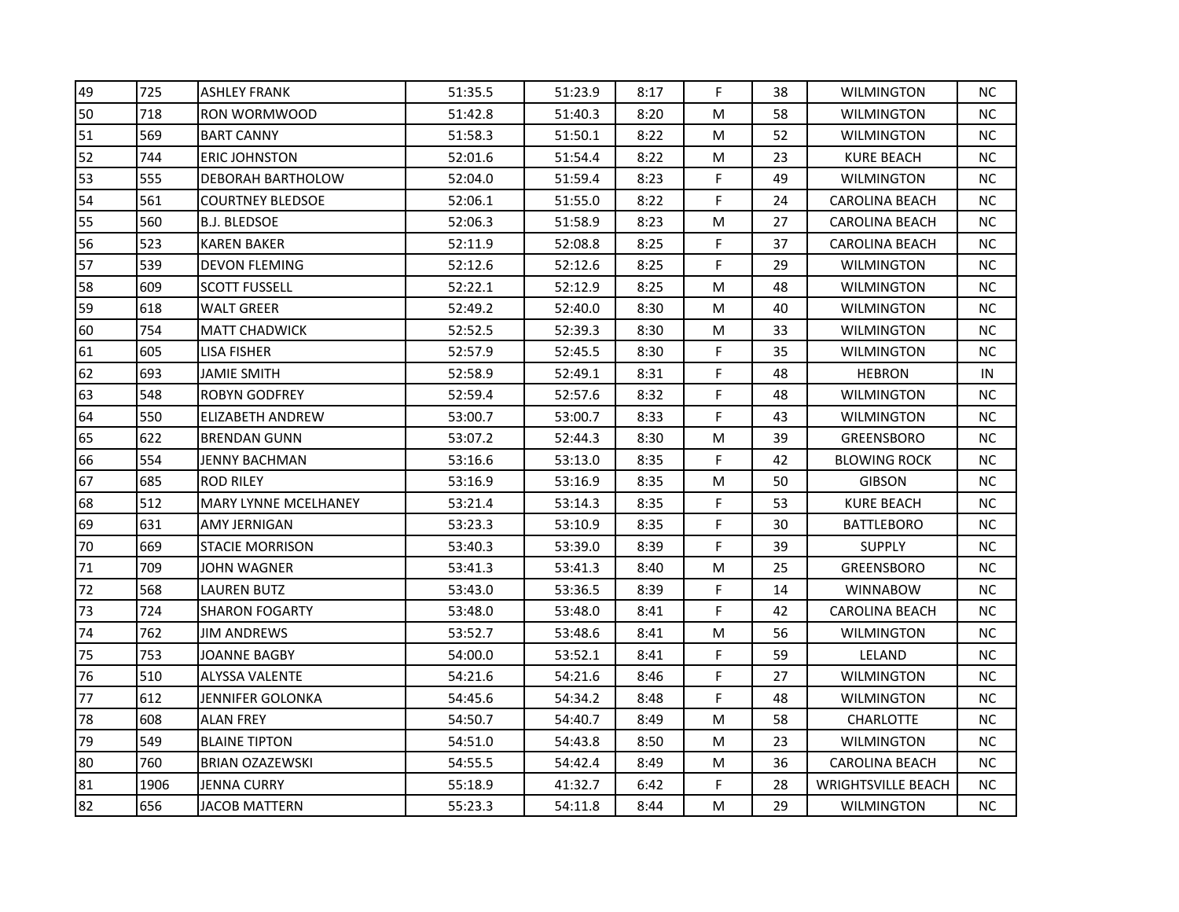| | | | | | | | | | |
|---|---|---|---|---|---|---|---|---|---|
| 49 | 725 | ASHLEY FRANK | 51:35.5 | 51:23.9 | 8:17 | F | 38 | WILMINGTON | NC |
| 50 | 718 | RON WORMWOOD | 51:42.8 | 51:40.3 | 8:20 | M | 58 | WILMINGTON | NC |
| 51 | 569 | BART CANNY | 51:58.3 | 51:50.1 | 8:22 | M | 52 | WILMINGTON | NC |
| 52 | 744 | ERIC JOHNSTON | 52:01.6 | 51:54.4 | 8:22 | M | 23 | KURE BEACH | NC |
| 53 | 555 | DEBORAH BARTHOLOW | 52:04.0 | 51:59.4 | 8:23 | F | 49 | WILMINGTON | NC |
| 54 | 561 | COURTNEY BLEDSOE | 52:06.1 | 51:55.0 | 8:22 | F | 24 | CAROLINA BEACH | NC |
| 55 | 560 | B.J. BLEDSOE | 52:06.3 | 51:58.9 | 8:23 | M | 27 | CAROLINA BEACH | NC |
| 56 | 523 | KAREN BAKER | 52:11.9 | 52:08.8 | 8:25 | F | 37 | CAROLINA BEACH | NC |
| 57 | 539 | DEVON FLEMING | 52:12.6 | 52:12.6 | 8:25 | F | 29 | WILMINGTON | NC |
| 58 | 609 | SCOTT FUSSELL | 52:22.1 | 52:12.9 | 8:25 | M | 48 | WILMINGTON | NC |
| 59 | 618 | WALT GREER | 52:49.2 | 52:40.0 | 8:30 | M | 40 | WILMINGTON | NC |
| 60 | 754 | MATT CHADWICK | 52:52.5 | 52:39.3 | 8:30 | M | 33 | WILMINGTON | NC |
| 61 | 605 | LISA FISHER | 52:57.9 | 52:45.5 | 8:30 | F | 35 | WILMINGTON | NC |
| 62 | 693 | JAMIE SMITH | 52:58.9 | 52:49.1 | 8:31 | F | 48 | HEBRON | IN |
| 63 | 548 | ROBYN GODFREY | 52:59.4 | 52:57.6 | 8:32 | F | 48 | WILMINGTON | NC |
| 64 | 550 | ELIZABETH ANDREW | 53:00.7 | 53:00.7 | 8:33 | F | 43 | WILMINGTON | NC |
| 65 | 622 | BRENDAN GUNN | 53:07.2 | 52:44.3 | 8:30 | M | 39 | GREENSBORO | NC |
| 66 | 554 | JENNY BACHMAN | 53:16.6 | 53:13.0 | 8:35 | F | 42 | BLOWING ROCK | NC |
| 67 | 685 | ROD RILEY | 53:16.9 | 53:16.9 | 8:35 | M | 50 | GIBSON | NC |
| 68 | 512 | MARY LYNNE MCELHANEY | 53:21.4 | 53:14.3 | 8:35 | F | 53 | KURE BEACH | NC |
| 69 | 631 | AMY JERNIGAN | 53:23.3 | 53:10.9 | 8:35 | F | 30 | BATTLEBORO | NC |
| 70 | 669 | STACIE MORRISON | 53:40.3 | 53:39.0 | 8:39 | F | 39 | SUPPLY | NC |
| 71 | 709 | JOHN WAGNER | 53:41.3 | 53:41.3 | 8:40 | M | 25 | GREENSBORO | NC |
| 72 | 568 | LAUREN BUTZ | 53:43.0 | 53:36.5 | 8:39 | F | 14 | WINNABOW | NC |
| 73 | 724 | SHARON FOGARTY | 53:48.0 | 53:48.0 | 8:41 | F | 42 | CAROLINA BEACH | NC |
| 74 | 762 | JIM ANDREWS | 53:52.7 | 53:48.6 | 8:41 | M | 56 | WILMINGTON | NC |
| 75 | 753 | JOANNE BAGBY | 54:00.0 | 53:52.1 | 8:41 | F | 59 | LELAND | NC |
| 76 | 510 | ALYSSA VALENTE | 54:21.6 | 54:21.6 | 8:46 | F | 27 | WILMINGTON | NC |
| 77 | 612 | JENNIFER GOLONKA | 54:45.6 | 54:34.2 | 8:48 | F | 48 | WILMINGTON | NC |
| 78 | 608 | ALAN FREY | 54:50.7 | 54:40.7 | 8:49 | M | 58 | CHARLOTTE | NC |
| 79 | 549 | BLAINE TIPTON | 54:51.0 | 54:43.8 | 8:50 | M | 23 | WILMINGTON | NC |
| 80 | 760 | BRIAN OZAZEWSKI | 54:55.5 | 54:42.4 | 8:49 | M | 36 | CAROLINA BEACH | NC |
| 81 | 1906 | JENNA CURRY | 55:18.9 | 41:32.7 | 6:42 | F | 28 | WRIGHTSVILLE BEACH | NC |
| 82 | 656 | JACOB MATTERN | 55:23.3 | 54:11.8 | 8:44 | M | 29 | WILMINGTON | NC |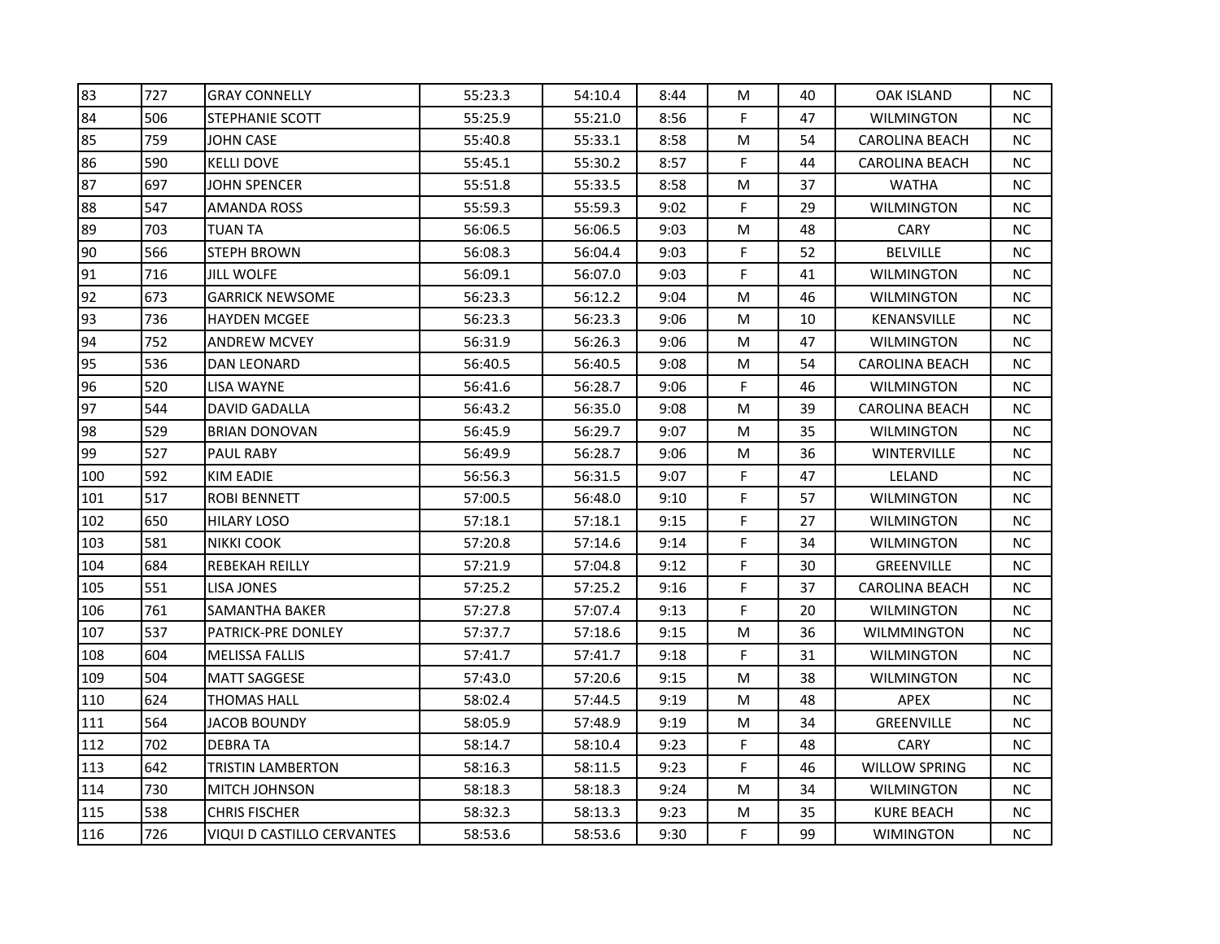| | | | | | | | | | |
|---|---|---|---|---|---|---|---|---|---|
| 83 | 727 | GRAY CONNELLY | 55:23.3 | 54:10.4 | 8:44 | M | 40 | OAK ISLAND | NC |
| 84 | 506 | STEPHANIE SCOTT | 55:25.9 | 55:21.0 | 8:56 | F | 47 | WILMINGTON | NC |
| 85 | 759 | JOHN CASE | 55:40.8 | 55:33.1 | 8:58 | M | 54 | CAROLINA BEACH | NC |
| 86 | 590 | KELLI DOVE | 55:45.1 | 55:30.2 | 8:57 | F | 44 | CAROLINA BEACH | NC |
| 87 | 697 | JOHN SPENCER | 55:51.8 | 55:33.5 | 8:58 | M | 37 | WATHA | NC |
| 88 | 547 | AMANDA ROSS | 55:59.3 | 55:59.3 | 9:02 | F | 29 | WILMINGTON | NC |
| 89 | 703 | TUAN TA | 56:06.5 | 56:06.5 | 9:03 | M | 48 | CARY | NC |
| 90 | 566 | STEPH BROWN | 56:08.3 | 56:04.4 | 9:03 | F | 52 | BELVILLE | NC |
| 91 | 716 | JILL WOLFE | 56:09.1 | 56:07.0 | 9:03 | F | 41 | WILMINGTON | NC |
| 92 | 673 | GARRICK NEWSOME | 56:23.3 | 56:12.2 | 9:04 | M | 46 | WILMINGTON | NC |
| 93 | 736 | HAYDEN MCGEE | 56:23.3 | 56:23.3 | 9:06 | M | 10 | KENANSVILLE | NC |
| 94 | 752 | ANDREW MCVEY | 56:31.9 | 56:26.3 | 9:06 | M | 47 | WILMINGTON | NC |
| 95 | 536 | DAN LEONARD | 56:40.5 | 56:40.5 | 9:08 | M | 54 | CAROLINA BEACH | NC |
| 96 | 520 | LISA WAYNE | 56:41.6 | 56:28.7 | 9:06 | F | 46 | WILMINGTON | NC |
| 97 | 544 | DAVID GADALLA | 56:43.2 | 56:35.0 | 9:08 | M | 39 | CAROLINA BEACH | NC |
| 98 | 529 | BRIAN DONOVAN | 56:45.9 | 56:29.7 | 9:07 | M | 35 | WILMINGTON | NC |
| 99 | 527 | PAUL RABY | 56:49.9 | 56:28.7 | 9:06 | M | 36 | WINTERVILLE | NC |
| 100 | 592 | KIM EADIE | 56:56.3 | 56:31.5 | 9:07 | F | 47 | LELAND | NC |
| 101 | 517 | ROBI BENNETT | 57:00.5 | 56:48.0 | 9:10 | F | 57 | WILMINGTON | NC |
| 102 | 650 | HILARY LOSO | 57:18.1 | 57:18.1 | 9:15 | F | 27 | WILMINGTON | NC |
| 103 | 581 | NIKKI COOK | 57:20.8 | 57:14.6 | 9:14 | F | 34 | WILMINGTON | NC |
| 104 | 684 | REBEKAH REILLY | 57:21.9 | 57:04.8 | 9:12 | F | 30 | GREENVILLE | NC |
| 105 | 551 | LISA JONES | 57:25.2 | 57:25.2 | 9:16 | F | 37 | CAROLINA BEACH | NC |
| 106 | 761 | SAMANTHA BAKER | 57:27.8 | 57:07.4 | 9:13 | F | 20 | WILMINGTON | NC |
| 107 | 537 | PATRICK-PRE DONLEY | 57:37.7 | 57:18.6 | 9:15 | M | 36 | WILMMINGTON | NC |
| 108 | 604 | MELISSA FALLIS | 57:41.7 | 57:41.7 | 9:18 | F | 31 | WILMINGTON | NC |
| 109 | 504 | MATT SAGGESE | 57:43.0 | 57:20.6 | 9:15 | M | 38 | WILMINGTON | NC |
| 110 | 624 | THOMAS HALL | 58:02.4 | 57:44.5 | 9:19 | M | 48 | APEX | NC |
| 111 | 564 | JACOB BOUNDY | 58:05.9 | 57:48.9 | 9:19 | M | 34 | GREENVILLE | NC |
| 112 | 702 | DEBRA TA | 58:14.7 | 58:10.4 | 9:23 | F | 48 | CARY | NC |
| 113 | 642 | TRISTIN LAMBERTON | 58:16.3 | 58:11.5 | 9:23 | F | 46 | WILLOW SPRING | NC |
| 114 | 730 | MITCH JOHNSON | 58:18.3 | 58:18.3 | 9:24 | M | 34 | WILMINGTON | NC |
| 115 | 538 | CHRIS FISCHER | 58:32.3 | 58:13.3 | 9:23 | M | 35 | KURE BEACH | NC |
| 116 | 726 | VIQUI D CASTILLO CERVANTES | 58:53.6 | 58:53.6 | 9:30 | F | 99 | WIMINGTON | NC |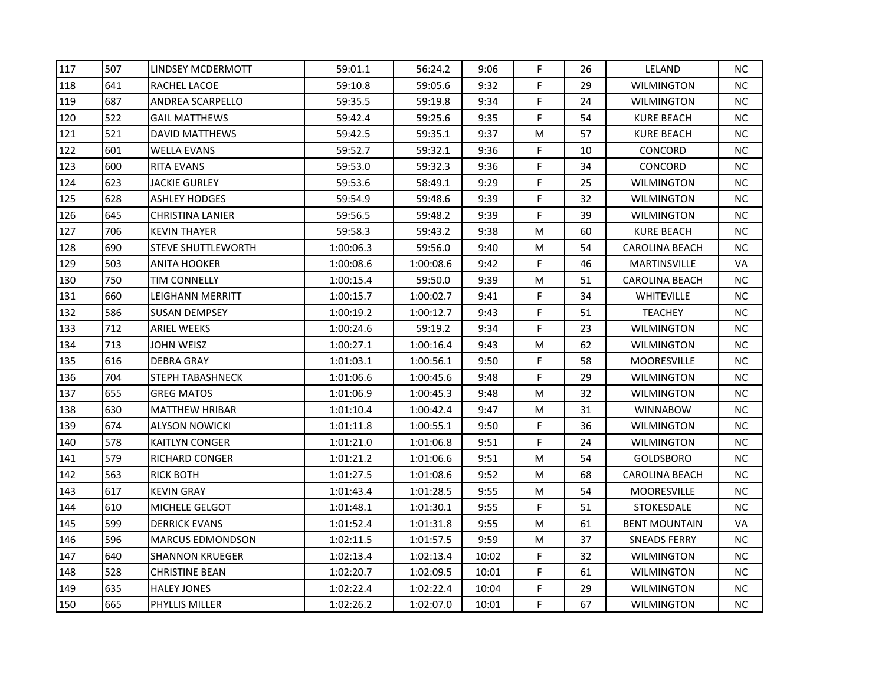| | | | | | | | | | |
|---|---|---|---|---|---|---|---|---|---|
| 117 | 507 | LINDSEY MCDERMOTT | 59:01.1 | 56:24.2 | 9:06 | F | 26 | LELAND | NC |
| 118 | 641 | RACHEL LACOE | 59:10.8 | 59:05.6 | 9:32 | F | 29 | WILMINGTON | NC |
| 119 | 687 | ANDREA SCARPELLO | 59:35.5 | 59:19.8 | 9:34 | F | 24 | WILMINGTON | NC |
| 120 | 522 | GAIL MATTHEWS | 59:42.4 | 59:25.6 | 9:35 | F | 54 | KURE BEACH | NC |
| 121 | 521 | DAVID MATTHEWS | 59:42.5 | 59:35.1 | 9:37 | M | 57 | KURE BEACH | NC |
| 122 | 601 | WELLA EVANS | 59:52.7 | 59:32.1 | 9:36 | F | 10 | CONCORD | NC |
| 123 | 600 | RITA EVANS | 59:53.0 | 59:32.3 | 9:36 | F | 34 | CONCORD | NC |
| 124 | 623 | JACKIE GURLEY | 59:53.6 | 58:49.1 | 9:29 | F | 25 | WILMINGTON | NC |
| 125 | 628 | ASHLEY HODGES | 59:54.9 | 59:48.6 | 9:39 | F | 32 | WILMINGTON | NC |
| 126 | 645 | CHRISTINA LANIER | 59:56.5 | 59:48.2 | 9:39 | F | 39 | WILMINGTON | NC |
| 127 | 706 | KEVIN THAYER | 59:58.3 | 59:43.2 | 9:38 | M | 60 | KURE BEACH | NC |
| 128 | 690 | STEVE SHUTTLEWORTH | 1:00:06.3 | 59:56.0 | 9:40 | M | 54 | CAROLINA BEACH | NC |
| 129 | 503 | ANITA HOOKER | 1:00:08.6 | 1:00:08.6 | 9:42 | F | 46 | MARTINSVILLE | VA |
| 130 | 750 | TIM CONNELLY | 1:00:15.4 | 59:50.0 | 9:39 | M | 51 | CAROLINA BEACH | NC |
| 131 | 660 | LEIGHANN MERRITT | 1:00:15.7 | 1:00:02.7 | 9:41 | F | 34 | WHITEVILLE | NC |
| 132 | 586 | SUSAN DEMPSEY | 1:00:19.2 | 1:00:12.7 | 9:43 | F | 51 | TEACHEY | NC |
| 133 | 712 | ARIEL WEEKS | 1:00:24.6 | 59:19.2 | 9:34 | F | 23 | WILMINGTON | NC |
| 134 | 713 | JOHN WEISZ | 1:00:27.1 | 1:00:16.4 | 9:43 | M | 62 | WILMINGTON | NC |
| 135 | 616 | DEBRA GRAY | 1:01:03.1 | 1:00:56.1 | 9:50 | F | 58 | MOORESVILLE | NC |
| 136 | 704 | STEPH TABASHNECK | 1:01:06.6 | 1:00:45.6 | 9:48 | F | 29 | WILMINGTON | NC |
| 137 | 655 | GREG MATOS | 1:01:06.9 | 1:00:45.3 | 9:48 | M | 32 | WILMINGTON | NC |
| 138 | 630 | MATTHEW HRIBAR | 1:01:10.4 | 1:00:42.4 | 9:47 | M | 31 | WINNABOW | NC |
| 139 | 674 | ALYSON NOWICKI | 1:01:11.8 | 1:00:55.1 | 9:50 | F | 36 | WILMINGTON | NC |
| 140 | 578 | KAITLYN CONGER | 1:01:21.0 | 1:01:06.8 | 9:51 | F | 24 | WILMINGTON | NC |
| 141 | 579 | RICHARD CONGER | 1:01:21.2 | 1:01:06.6 | 9:51 | M | 54 | GOLDSBORO | NC |
| 142 | 563 | RICK BOTH | 1:01:27.5 | 1:01:08.6 | 9:52 | M | 68 | CAROLINA BEACH | NC |
| 143 | 617 | KEVIN GRAY | 1:01:43.4 | 1:01:28.5 | 9:55 | M | 54 | MOORESVILLE | NC |
| 144 | 610 | MICHELE GELGOT | 1:01:48.1 | 1:01:30.1 | 9:55 | F | 51 | STOKESDALE | NC |
| 145 | 599 | DERRICK EVANS | 1:01:52.4 | 1:01:31.8 | 9:55 | M | 61 | BENT MOUNTAIN | VA |
| 146 | 596 | MARCUS EDMONDSON | 1:02:11.5 | 1:01:57.5 | 9:59 | M | 37 | SNEADS FERRY | NC |
| 147 | 640 | SHANNON KRUEGER | 1:02:13.4 | 1:02:13.4 | 10:02 | F | 32 | WILMINGTON | NC |
| 148 | 528 | CHRISTINE BEAN | 1:02:20.7 | 1:02:09.5 | 10:01 | F | 61 | WILMINGTON | NC |
| 149 | 635 | HALEY JONES | 1:02:22.4 | 1:02:22.4 | 10:04 | F | 29 | WILMINGTON | NC |
| 150 | 665 | PHYLLIS MILLER | 1:02:26.2 | 1:02:07.0 | 10:01 | F | 67 | WILMINGTON | NC |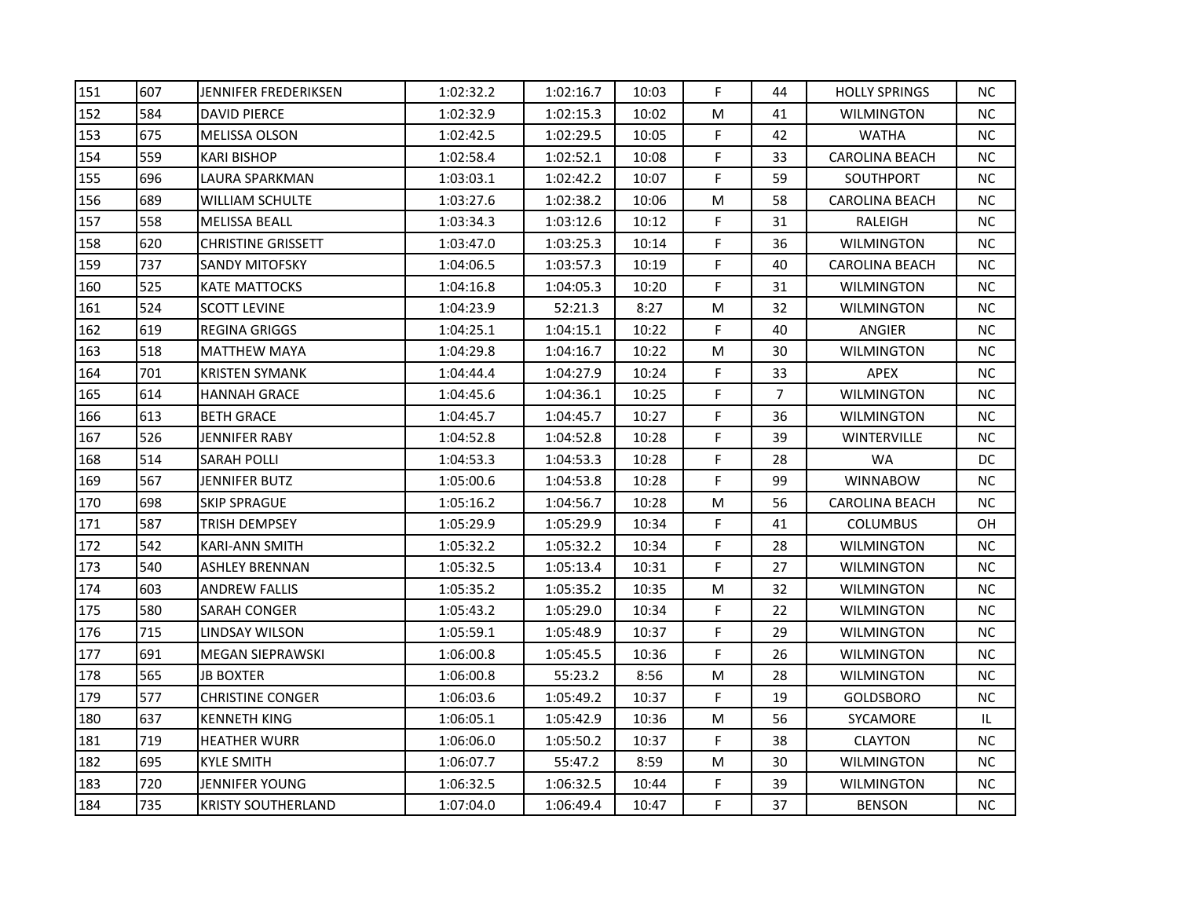| | | | | | | | | | |
|---|---|---|---|---|---|---|---|---|---|
| 151 | 607 | JENNIFER FREDERIKSEN | 1:02:32.2 | 1:02:16.7 | 10:03 | F | 44 | HOLLY SPRINGS | NC |
| 152 | 584 | DAVID PIERCE | 1:02:32.9 | 1:02:15.3 | 10:02 | M | 41 | WILMINGTON | NC |
| 153 | 675 | MELISSA OLSON | 1:02:42.5 | 1:02:29.5 | 10:05 | F | 42 | WATHA | NC |
| 154 | 559 | KARI BISHOP | 1:02:58.4 | 1:02:52.1 | 10:08 | F | 33 | CAROLINA BEACH | NC |
| 155 | 696 | LAURA SPARKMAN | 1:03:03.1 | 1:02:42.2 | 10:07 | F | 59 | SOUTHPORT | NC |
| 156 | 689 | WILLIAM SCHULTE | 1:03:27.6 | 1:02:38.2 | 10:06 | M | 58 | CAROLINA BEACH | NC |
| 157 | 558 | MELISSA BEALL | 1:03:34.3 | 1:03:12.6 | 10:12 | F | 31 | RALEIGH | NC |
| 158 | 620 | CHRISTINE GRISSETT | 1:03:47.0 | 1:03:25.3 | 10:14 | F | 36 | WILMINGTON | NC |
| 159 | 737 | SANDY MITOFSKY | 1:04:06.5 | 1:03:57.3 | 10:19 | F | 40 | CAROLINA BEACH | NC |
| 160 | 525 | KATE MATTOCKS | 1:04:16.8 | 1:04:05.3 | 10:20 | F | 31 | WILMINGTON | NC |
| 161 | 524 | SCOTT LEVINE | 1:04:23.9 | 52:21.3 | 8:27 | M | 32 | WILMINGTON | NC |
| 162 | 619 | REGINA GRIGGS | 1:04:25.1 | 1:04:15.1 | 10:22 | F | 40 | ANGIER | NC |
| 163 | 518 | MATTHEW MAYA | 1:04:29.8 | 1:04:16.7 | 10:22 | M | 30 | WILMINGTON | NC |
| 164 | 701 | KRISTEN SYMANK | 1:04:44.4 | 1:04:27.9 | 10:24 | F | 33 | APEX | NC |
| 165 | 614 | HANNAH GRACE | 1:04:45.6 | 1:04:36.1 | 10:25 | F | 7 | WILMINGTON | NC |
| 166 | 613 | BETH GRACE | 1:04:45.7 | 1:04:45.7 | 10:27 | F | 36 | WILMINGTON | NC |
| 167 | 526 | JENNIFER RABY | 1:04:52.8 | 1:04:52.8 | 10:28 | F | 39 | WINTERVILLE | NC |
| 168 | 514 | SARAH POLLI | 1:04:53.3 | 1:04:53.3 | 10:28 | F | 28 | WA | DC |
| 169 | 567 | JENNIFER BUTZ | 1:05:00.6 | 1:04:53.8 | 10:28 | F | 99 | WINNABOW | NC |
| 170 | 698 | SKIP SPRAGUE | 1:05:16.2 | 1:04:56.7 | 10:28 | M | 56 | CAROLINA BEACH | NC |
| 171 | 587 | TRISH DEMPSEY | 1:05:29.9 | 1:05:29.9 | 10:34 | F | 41 | COLUMBUS | OH |
| 172 | 542 | KARI-ANN SMITH | 1:05:32.2 | 1:05:32.2 | 10:34 | F | 28 | WILMINGTON | NC |
| 173 | 540 | ASHLEY BRENNAN | 1:05:32.5 | 1:05:13.4 | 10:31 | F | 27 | WILMINGTON | NC |
| 174 | 603 | ANDREW FALLIS | 1:05:35.2 | 1:05:35.2 | 10:35 | M | 32 | WILMINGTON | NC |
| 175 | 580 | SARAH CONGER | 1:05:43.2 | 1:05:29.0 | 10:34 | F | 22 | WILMINGTON | NC |
| 176 | 715 | LINDSAY WILSON | 1:05:59.1 | 1:05:48.9 | 10:37 | F | 29 | WILMINGTON | NC |
| 177 | 691 | MEGAN SIEPRAWSKI | 1:06:00.8 | 1:05:45.5 | 10:36 | F | 26 | WILMINGTON | NC |
| 178 | 565 | JB BOXTER | 1:06:00.8 | 55:23.2 | 8:56 | M | 28 | WILMINGTON | NC |
| 179 | 577 | CHRISTINE CONGER | 1:06:03.6 | 1:05:49.2 | 10:37 | F | 19 | GOLDSBORO | NC |
| 180 | 637 | KENNETH KING | 1:06:05.1 | 1:05:42.9 | 10:36 | M | 56 | SYCAMORE | IL |
| 181 | 719 | HEATHER WURR | 1:06:06.0 | 1:05:50.2 | 10:37 | F | 38 | CLAYTON | NC |
| 182 | 695 | KYLE SMITH | 1:06:07.7 | 55:47.2 | 8:59 | M | 30 | WILMINGTON | NC |
| 183 | 720 | JENNIFER YOUNG | 1:06:32.5 | 1:06:32.5 | 10:44 | F | 39 | WILMINGTON | NC |
| 184 | 735 | KRISTY SOUTHERLAND | 1:07:04.0 | 1:06:49.4 | 10:47 | F | 37 | BENSON | NC |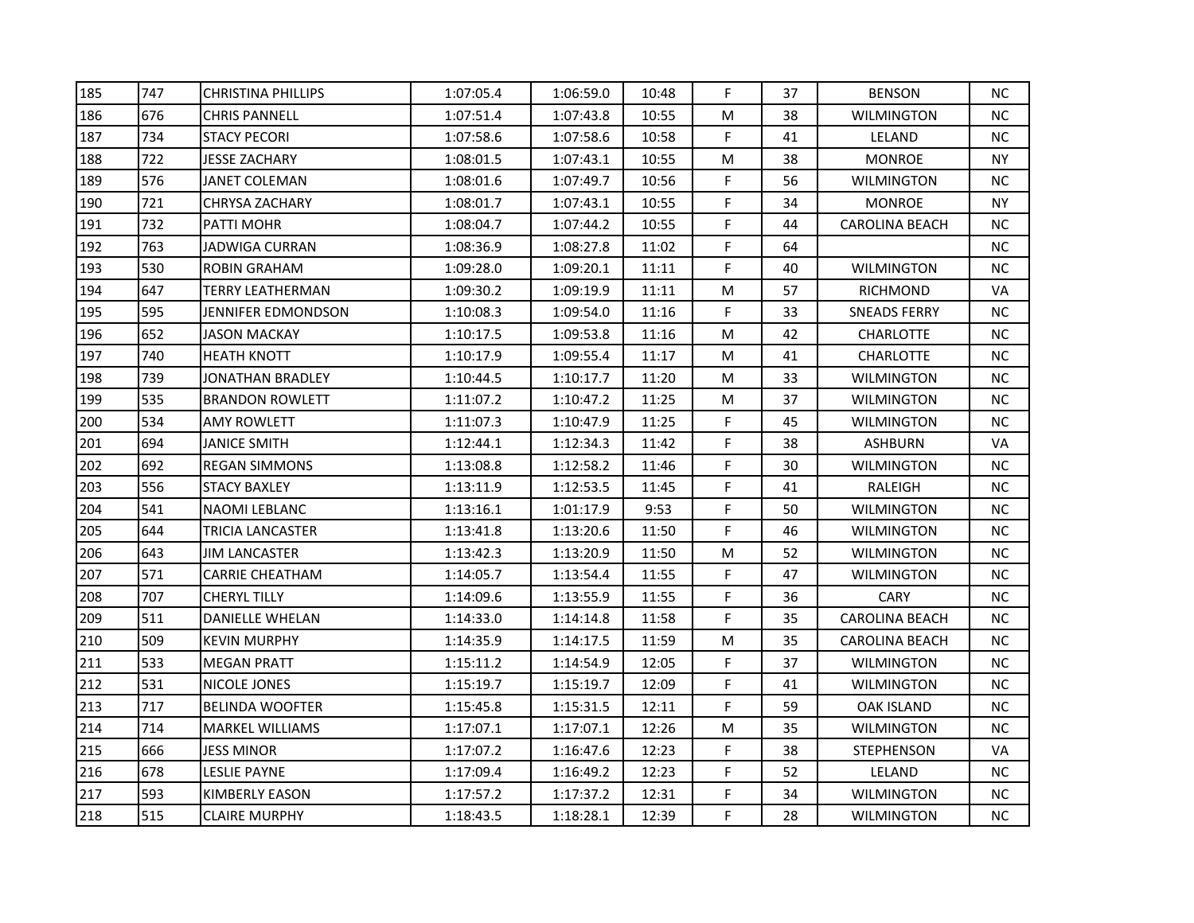| | | | | | | | | | |
|---|---|---|---|---|---|---|---|---|---|
| 185 | 747 | CHRISTINA PHILLIPS | 1:07:05.4 | 1:06:59.0 | 10:48 | F | 37 | BENSON | NC |
| 186 | 676 | CHRIS PANNELL | 1:07:51.4 | 1:07:43.8 | 10:55 | M | 38 | WILMINGTON | NC |
| 187 | 734 | STACY PECORI | 1:07:58.6 | 1:07:58.6 | 10:58 | F | 41 | LELAND | NC |
| 188 | 722 | JESSE ZACHARY | 1:08:01.5 | 1:07:43.1 | 10:55 | M | 38 | MONROE | NY |
| 189 | 576 | JANET COLEMAN | 1:08:01.6 | 1:07:49.7 | 10:56 | F | 56 | WILMINGTON | NC |
| 190 | 721 | CHRYSA ZACHARY | 1:08:01.7 | 1:07:43.1 | 10:55 | F | 34 | MONROE | NY |
| 191 | 732 | PATTI MOHR | 1:08:04.7 | 1:07:44.2 | 10:55 | F | 44 | CAROLINA BEACH | NC |
| 192 | 763 | JADWIGA CURRAN | 1:08:36.9 | 1:08:27.8 | 11:02 | F | 64 | | NC |
| 193 | 530 | ROBIN GRAHAM | 1:09:28.0 | 1:09:20.1 | 11:11 | F | 40 | WILMINGTON | NC |
| 194 | 647 | TERRY LEATHERMAN | 1:09:30.2 | 1:09:19.9 | 11:11 | M | 57 | RICHMOND | VA |
| 195 | 595 | JENNIFER EDMONDSON | 1:10:08.3 | 1:09:54.0 | 11:16 | F | 33 | SNEADS FERRY | NC |
| 196 | 652 | JASON MACKAY | 1:10:17.5 | 1:09:53.8 | 11:16 | M | 42 | CHARLOTTE | NC |
| 197 | 740 | HEATH KNOTT | 1:10:17.9 | 1:09:55.4 | 11:17 | M | 41 | CHARLOTTE | NC |
| 198 | 739 | JONATHAN BRADLEY | 1:10:44.5 | 1:10:17.7 | 11:20 | M | 33 | WILMINGTON | NC |
| 199 | 535 | BRANDON ROWLETT | 1:11:07.2 | 1:10:47.2 | 11:25 | M | 37 | WILMINGTON | NC |
| 200 | 534 | AMY ROWLETT | 1:11:07.3 | 1:10:47.9 | 11:25 | F | 45 | WILMINGTON | NC |
| 201 | 694 | JANICE SMITH | 1:12:44.1 | 1:12:34.3 | 11:42 | F | 38 | ASHBURN | VA |
| 202 | 692 | REGAN SIMMONS | 1:13:08.8 | 1:12:58.2 | 11:46 | F | 30 | WILMINGTON | NC |
| 203 | 556 | STACY BAXLEY | 1:13:11.9 | 1:12:53.5 | 11:45 | F | 41 | RALEIGH | NC |
| 204 | 541 | NAOMI LEBLANC | 1:13:16.1 | 1:01:17.9 | 9:53 | F | 50 | WILMINGTON | NC |
| 205 | 644 | TRICIA LANCASTER | 1:13:41.8 | 1:13:20.6 | 11:50 | F | 46 | WILMINGTON | NC |
| 206 | 643 | JIM LANCASTER | 1:13:42.3 | 1:13:20.9 | 11:50 | M | 52 | WILMINGTON | NC |
| 207 | 571 | CARRIE CHEATHAM | 1:14:05.7 | 1:13:54.4 | 11:55 | F | 47 | WILMINGTON | NC |
| 208 | 707 | CHERYL TILLY | 1:14:09.6 | 1:13:55.9 | 11:55 | F | 36 | CARY | NC |
| 209 | 511 | DANIELLE WHELAN | 1:14:33.0 | 1:14:14.8 | 11:58 | F | 35 | CAROLINA BEACH | NC |
| 210 | 509 | KEVIN MURPHY | 1:14:35.9 | 1:14:17.5 | 11:59 | M | 35 | CAROLINA BEACH | NC |
| 211 | 533 | MEGAN PRATT | 1:15:11.2 | 1:14:54.9 | 12:05 | F | 37 | WILMINGTON | NC |
| 212 | 531 | NICOLE JONES | 1:15:19.7 | 1:15:19.7 | 12:09 | F | 41 | WILMINGTON | NC |
| 213 | 717 | BELINDA WOOFTER | 1:15:45.8 | 1:15:31.5 | 12:11 | F | 59 | OAK ISLAND | NC |
| 214 | 714 | MARKEL WILLIAMS | 1:17:07.1 | 1:17:07.1 | 12:26 | M | 35 | WILMINGTON | NC |
| 215 | 666 | JESS MINOR | 1:17:07.2 | 1:16:47.6 | 12:23 | F | 38 | STEPHENSON | VA |
| 216 | 678 | LESLIE PAYNE | 1:17:09.4 | 1:16:49.2 | 12:23 | F | 52 | LELAND | NC |
| 217 | 593 | KIMBERLY EASON | 1:17:57.2 | 1:17:37.2 | 12:31 | F | 34 | WILMINGTON | NC |
| 218 | 515 | CLAIRE MURPHY | 1:18:43.5 | 1:18:28.1 | 12:39 | F | 28 | WILMINGTON | NC |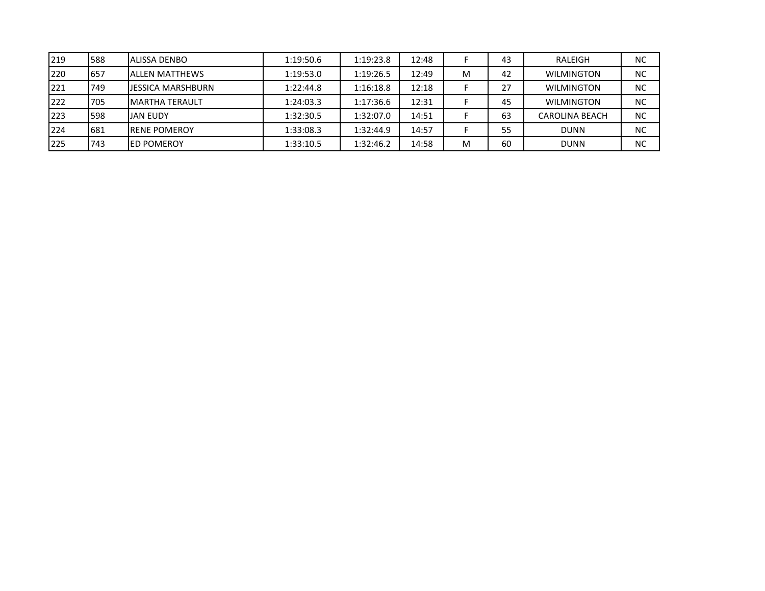| | | | | | | | | | |
|---|---|---|---|---|---|---|---|---|---|
| 219 | 588 | ALISSA DENBO | 1:19:50.6 | 1:19:23.8 | 12:48 | F | 43 | RALEIGH | NC |
| 220 | 657 | ALLEN MATTHEWS | 1:19:53.0 | 1:19:26.5 | 12:49 | M | 42 | WILMINGTON | NC |
| 221 | 749 | JESSICA MARSHBURN | 1:22:44.8 | 1:16:18.8 | 12:18 | F | 27 | WILMINGTON | NC |
| 222 | 705 | MARTHA TERAULT | 1:24:03.3 | 1:17:36.6 | 12:31 | F | 45 | WILMINGTON | NC |
| 223 | 598 | JAN EUDY | 1:32:30.5 | 1:32:07.0 | 14:51 | F | 63 | CAROLINA BEACH | NC |
| 224 | 681 | RENE POMEROY | 1:33:08.3 | 1:32:44.9 | 14:57 | F | 55 | DUNN | NC |
| 225 | 743 | ED POMEROY | 1:33:10.5 | 1:32:46.2 | 14:58 | M | 60 | DUNN | NC |